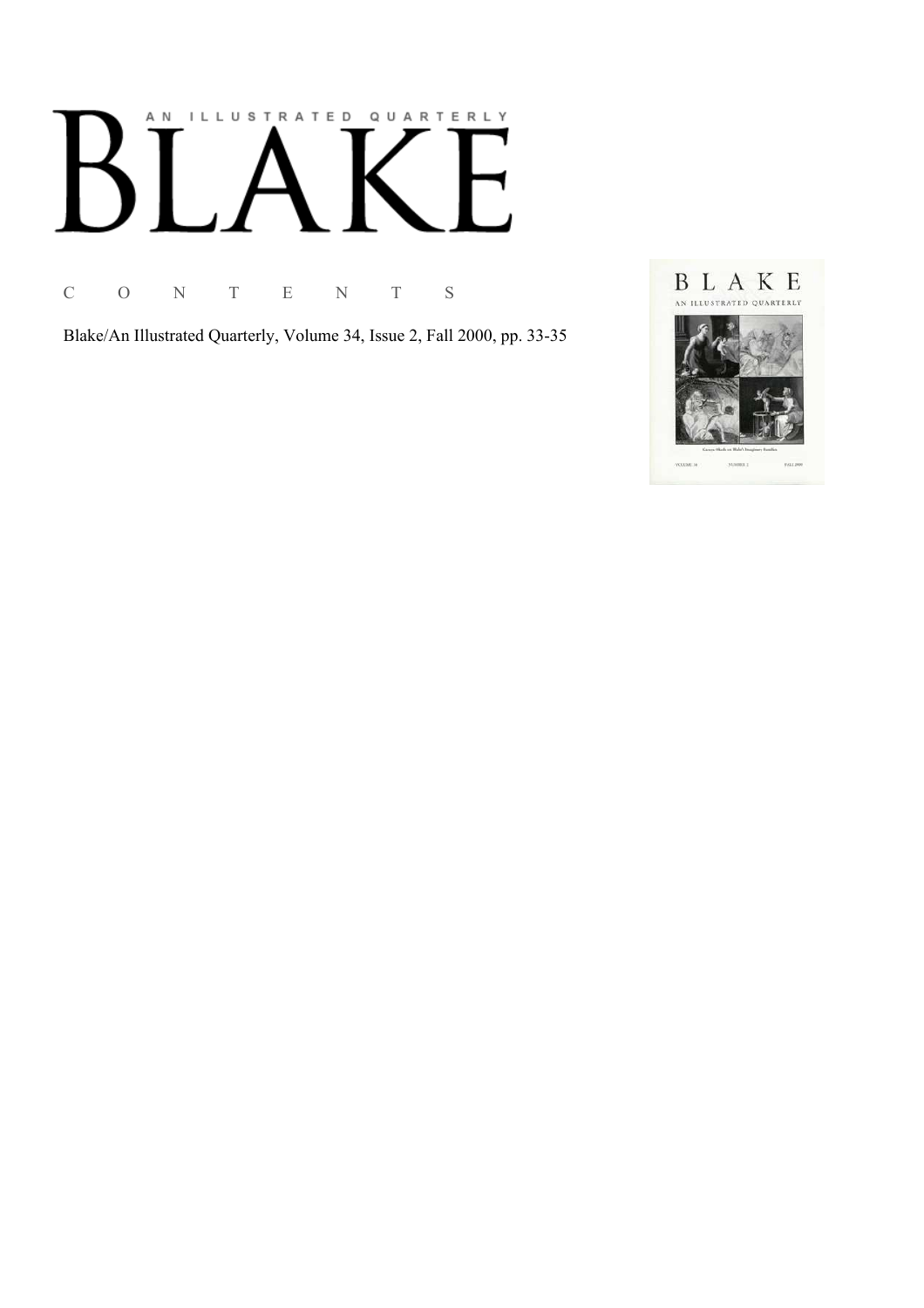# AN ILLUSTRATED QUARTERLY BLAKE

C O N T E N T S

Blake/An Illustrated Quarterly, Volume 34, Issue 2, Fall 2000, pp. 33-35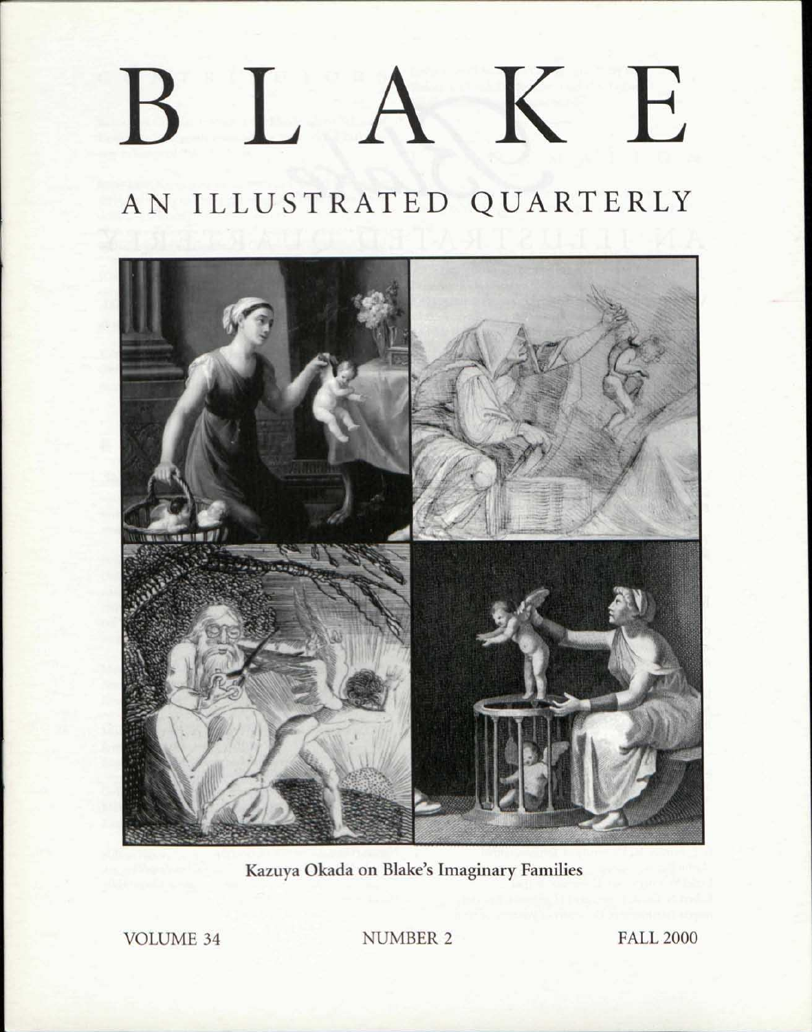# BLAKE

## AN ILLUSTRATED QUARTERLY

Kazuya Okada on Blake's Imaginary Families

VOLUME 34 NUMBER 2 FALL 2000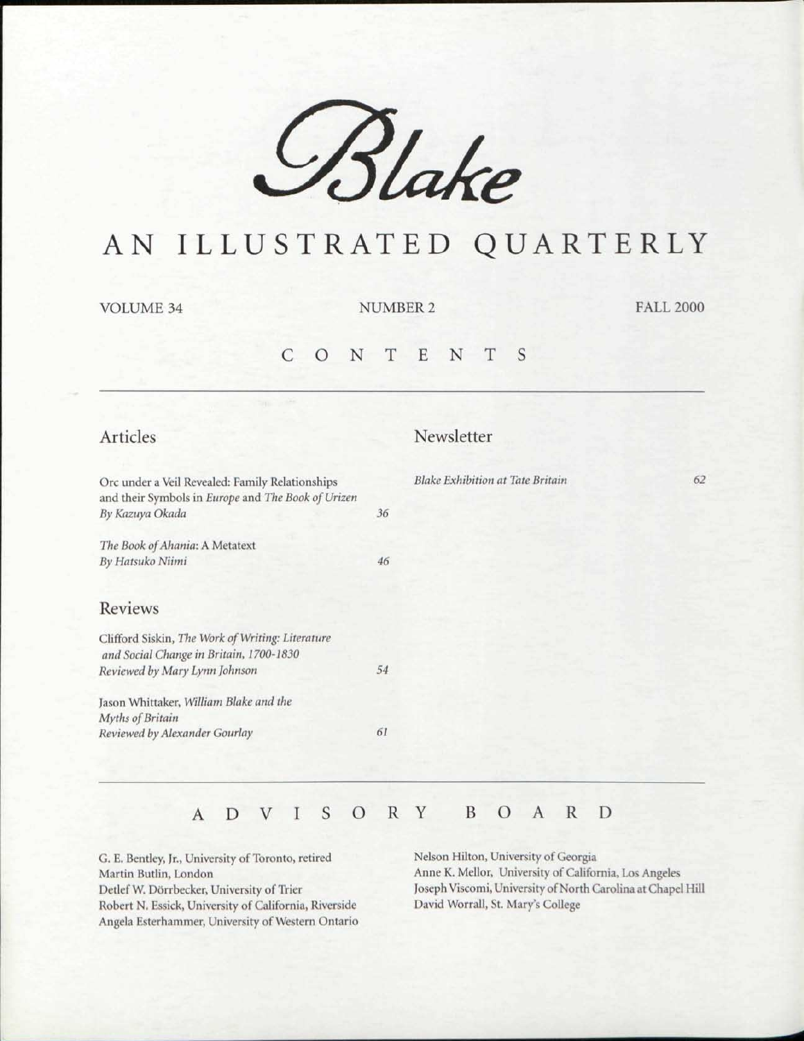# *Blake*

# AN ILLUSTRATED QUARTERLY

VOLUME 34 NUMBER 2 FALL 2000

## CONTENTS

### Articles

Orc under a Veil Revealed: Family Relationships and their Symbols in *Europe* and *The Book of Urizen*
*By Kazuya Okada* 36

*The Book of Ahania*: A Metatext
*By Hatsuko Niimi* 46

### Reviews

Clifford Siskin, *The Work of Writing: Literature and Social Change in Britain, 1700-1830*
*Reviewed by Mary Lynn Johnson* 54

Jason Whittaker, *William Blake and the Myths of Britain*
*Reviewed by Alexander Gourlay* 61

### Newsletter

*Blake Exhibition at Tate Britain* 62

## ADVISORY BOARD

G. E. Bentley, Jr., University of Toronto, retired
Martin Butlin, London
Detlef W. Dörrbecker, University of Trier
Robert N. Essick, University of California, Riverside
Angela Esterhammer, University of Western Ontario
Nelson Hilton, University of Georgia
Anne K. Mellor, University of California, Los Angeles
Joseph Viscomi, University of North Carolina at Chapel Hill
David Worrall, St. Mary's College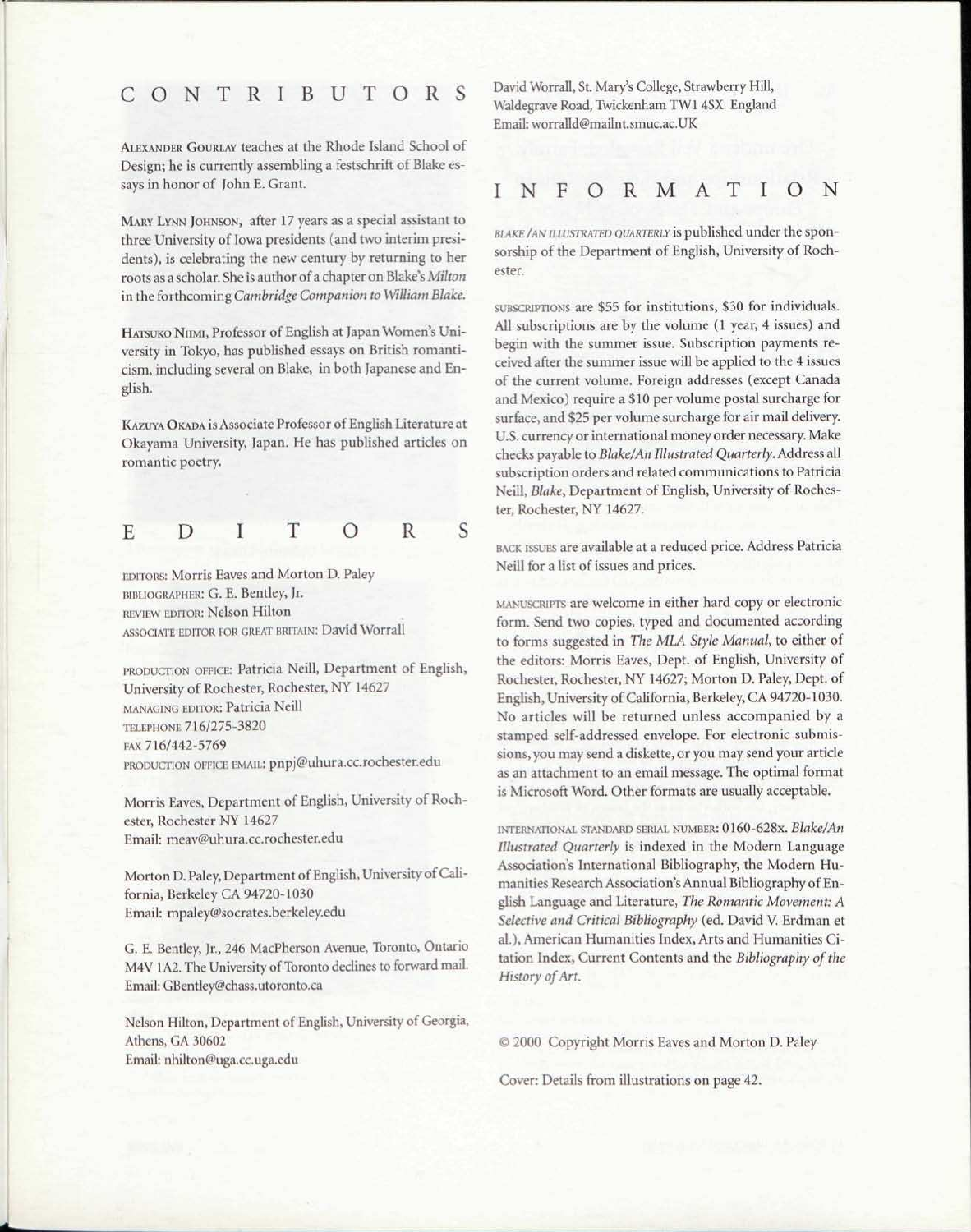## CONTRIBUTORS

Alexander Gourlay teaches at the Rhode Island School of Design; he is currently assembling a festschrift of Blake essays in honor of John E. Grant.

Mary Lynn Johnson, after 17 years as a special assistant to three University of Iowa presidents (and two interim presidents), is celebrating the new century by returning to her roots as a scholar. She is author of a chapter on Blake's *Milton* in the forthcoming *Cambridge Companion to William Blake*.

Hatsuko Niimi, Professor of English at Japan Women's University in Tokyo, has published essays on British romanticism, including several on Blake, in both Japanese and English.

Kazuya Okada is Associate Professor of English Literature at Okayama University, Japan. He has published articles on romantic poetry.

## EDITORS

Editors: Morris Eaves and Morton D. Paley
Bibliographer: G. E. Bentley, Jr.
Review editor: Nelson Hilton
Associate editor for Great Britain: David Worrall

Production office: Patricia Neill, Department of English, University of Rochester, Rochester, NY 14627
Managing editor: Patricia Neill
Telephone 716/275-3820
Fax 716/442-5769
Production office email: pnpj@uhura.cc.rochester.edu

Morris Eaves, Department of English, University of Rochester, Rochester NY 14627
Email: meav@uhura.cc.rochester.edu

Morton D. Paley, Department of English, University of California, Berkeley CA 94720-1030
Email: mpaley@socrates.berkeley.edu

G. E. Bentley, Jr., 246 MacPherson Avenue, Toronto, Ontario M4V 1A2. The University of Toronto declines to forward mail.
Email: GBentley@chass.utoronto.ca

Nelson Hilton, Department of English, University of Georgia, Athens, GA 30602
Email: nhilton@uga.cc.uga.edu

David Worrall, St. Mary's College, Strawberry Hill, Waldegrave Road, Twickenham TW1 4SX England
Email: worralld@mailnt.smuc.ac.UK

## INFORMATION

*Blake/An Illustrated Quarterly* is published under the sponsorship of the Department of English, University of Rochester.

Subscriptions are $55 for institutions, $30 for individuals. All subscriptions are by the volume (1 year, 4 issues) and begin with the summer issue. Subscription payments received after the summer issue will be applied to the 4 issues of the current volume. Foreign addresses (except Canada and Mexico) require a $10 per volume postal surcharge for surface, and $25 per volume surcharge for air mail delivery. U.S. currency or international money order necessary. Make checks payable to *Blake/An Illustrated Quarterly*. Address all subscription orders and related communications to Patricia Neill, *Blake*, Department of English, University of Rochester, Rochester, NY 14627.

Back issues are available at a reduced price. Address Patricia Neill for a list of issues and prices.

Manuscripts are welcome in either hard copy or electronic form. Send two copies, typed and documented according to forms suggested in *The MLA Style Manual*, to either of the editors: Morris Eaves, Dept. of English, University of Rochester, Rochester, NY 14627; Morton D. Paley, Dept. of English, University of California, Berkeley, CA 94720-1030. No articles will be returned unless accompanied by a stamped self-addressed envelope. For electronic submissions, you may send a diskette, or you may send your article as an attachment to an email message. The optimal format is Microsoft Word. Other formats are usually acceptable.

International standard serial number: 0160-628x. *Blake/An Illustrated Quarterly* is indexed in the Modern Language Association's International Bibliography, the Modern Humanities Research Association's Annual Bibliography of English Language and Literature, *The Romantic Movement: A Selective and Critical Bibliography* (ed. David V. Erdman et al.), American Humanities Index, Arts and Humanities Citation Index, Current Contents and the *Bibliography of the History of Art*.

© 2000 Copyright Morris Eaves and Morton D. Paley

Cover: Details from illustrations on page 42.